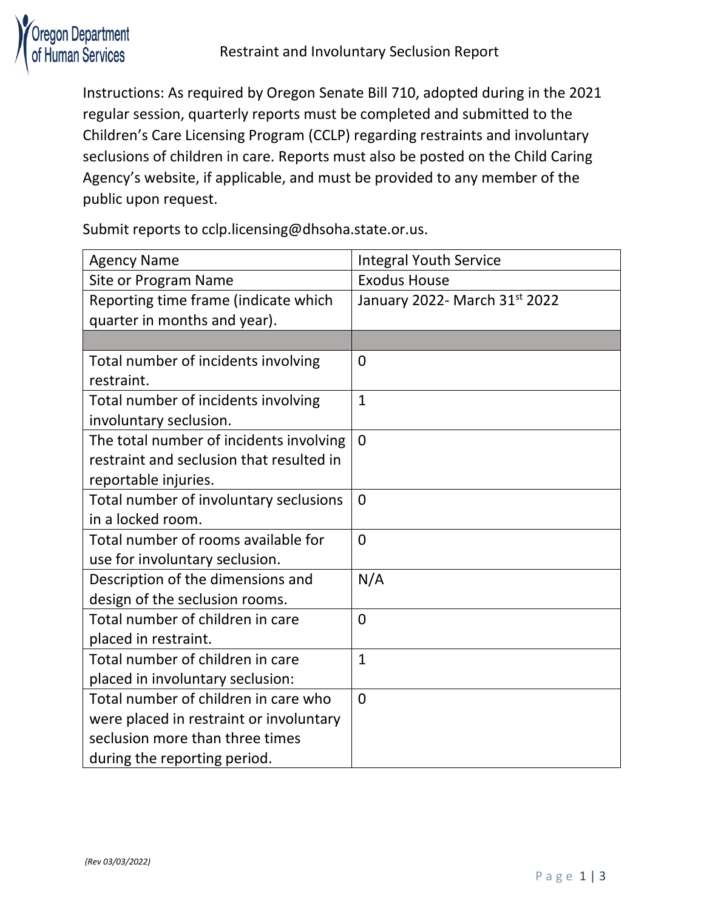# Restraint and Involuntary Seclusion Report

Instructions: As required by Oregon Senate Bill 710, adopted during in the 2021 regular session, quarterly reports must be completed and submitted to the Children's Care Licensing Program (CCLP) regarding restraints and involuntary seclusions of children in care. Reports must also be posted on the Child Caring Agency's website, if applicable, and must be provided to any member of the public upon request.

Submit reports to cclp.licensing@dhsoha.state.or.us.

| | |
|---|---|
| Agency Name | Integral Youth Service |
| Site or Program Name | Exodus House |
| Reporting time frame (indicate which quarter in months and year). | January 2022- March 31st 2022 |
| | |
| Total number of incidents involving restraint. | 0 |
| Total number of incidents involving involuntary seclusion. | 1 |
| The total number of incidents involving restraint and seclusion that resulted in reportable injuries. | 0 |
| Total number of involuntary seclusions in a locked room. | 0 |
| Total number of rooms available for use for involuntary seclusion. | 0 |
| Description of the dimensions and design of the seclusion rooms. | N/A |
| Total number of children in care placed in restraint. | 0 |
| Total number of children in care placed in involuntary seclusion: | 1 |
| Total number of children in care who were placed in restraint or involuntary seclusion more than three times during the reporting period. | 0 |

*(Rev 03/03/2022)*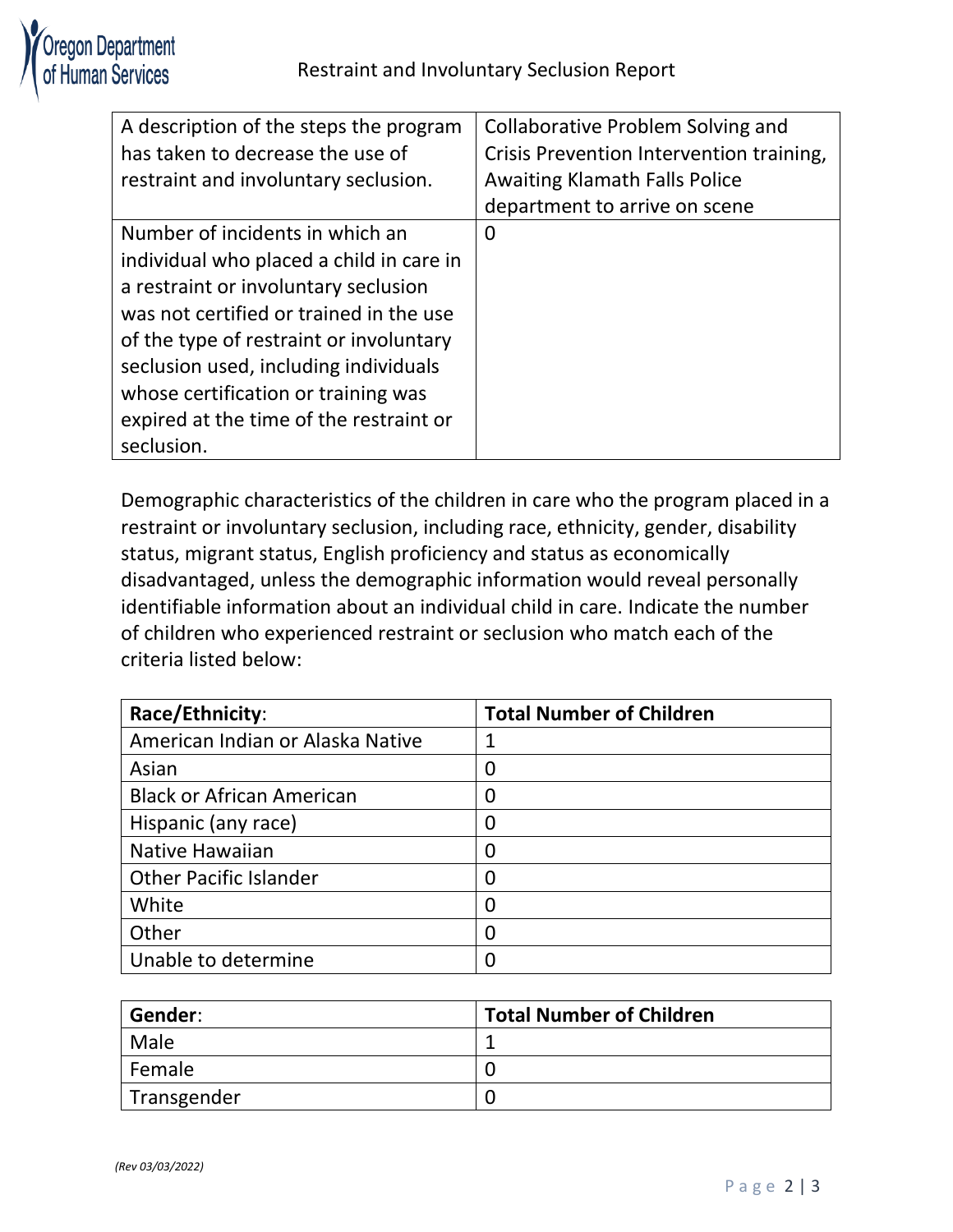| A description of the steps the program has taken to decrease the use of restraint and involuntary seclusion. | Collaborative Problem Solving and Crisis Prevention Intervention training, Awaiting Klamath Falls Police department to arrive on scene |
|---|---|
| Number of incidents in which an individual who placed a child in care in a restraint or involuntary seclusion was not certified or trained in the use of the type of restraint or involuntary seclusion used, including individuals whose certification or training was expired at the time of the restraint or seclusion. | 0 |

Demographic characteristics of the children in care who the program placed in a restraint or involuntary seclusion, including race, ethnicity, gender, disability status, migrant status, English proficiency and status as economically disadvantaged, unless the demographic information would reveal personally identifiable information about an individual child in care. Indicate the number of children who experienced restraint or seclusion who match each of the criteria listed below:

| **Race/Ethnicity**: | **Total Number of Children** |
|---|---|
| American Indian or Alaska Native | 1 |
| Asian | 0 |
| Black or African American | 0 |
| Hispanic (any race) | 0 |
| Native Hawaiian | 0 |
| Other Pacific Islander | 0 |
| White | 0 |
| Other | 0 |
| Unable to determine | 0 |

| **Gender**: | **Total Number of Children** |
|---|---|
| Male | 1 |
| Female | 0 |
| Transgender | 0 |

*(Rev 03/03/2022)*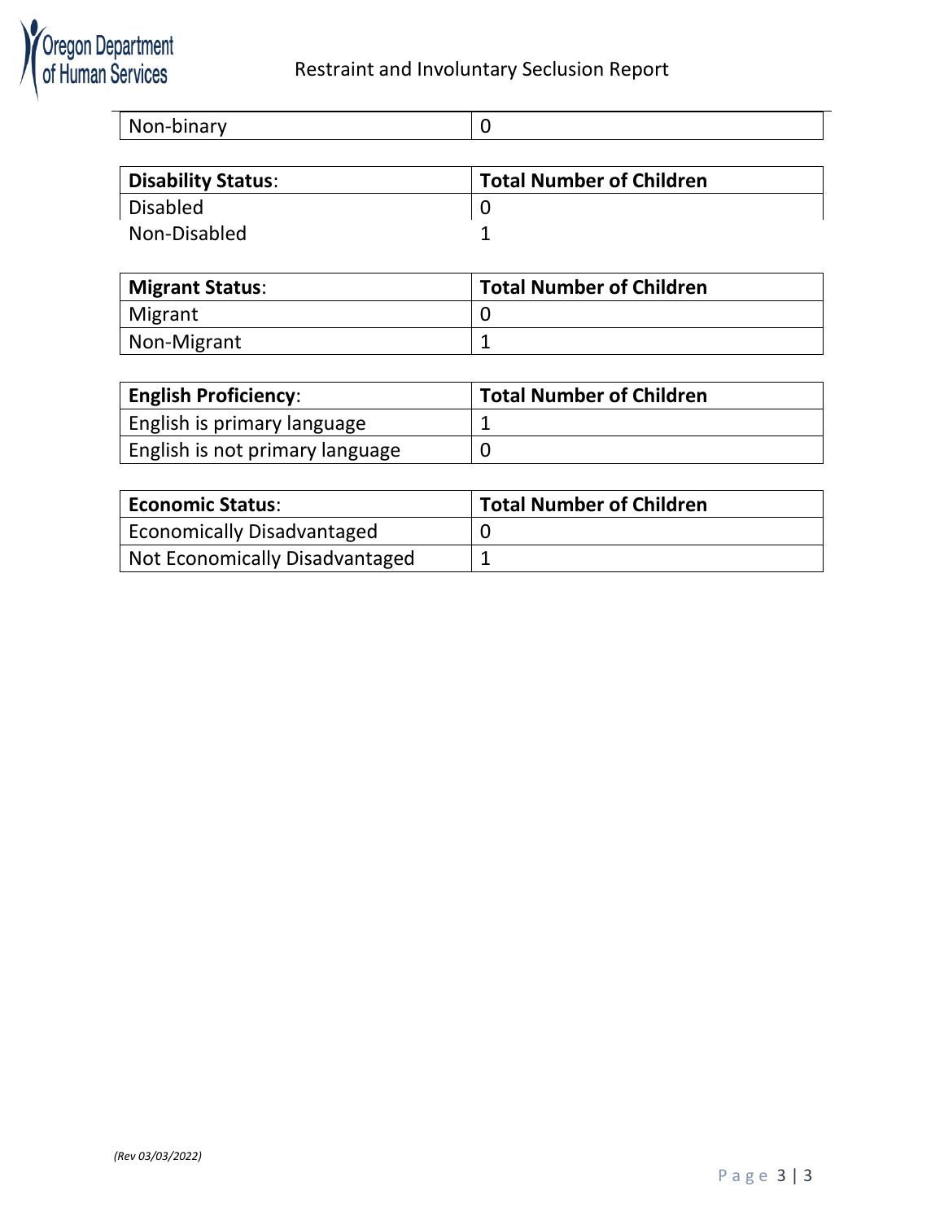| | |
|---|---|
| Non-binary | 0 |

| **Disability Status**: | **Total Number of Children** |
|---|---|
| Disabled | 0 |
| Non-Disabled | 1 |

| **Migrant Status**: | **Total Number of Children** |
|---|---|
| Migrant | 0 |
| Non-Migrant | 1 |

| **English Proficiency**: | **Total Number of Children** |
|---|---|
| English is primary language | 1 |
| English is not primary language | 0 |

| **Economic Status**: | **Total Number of Children** |
|---|---|
| Economically Disadvantaged | 0 |
| Not Economically Disadvantaged | 1 |

*(Rev 03/03/2022)*